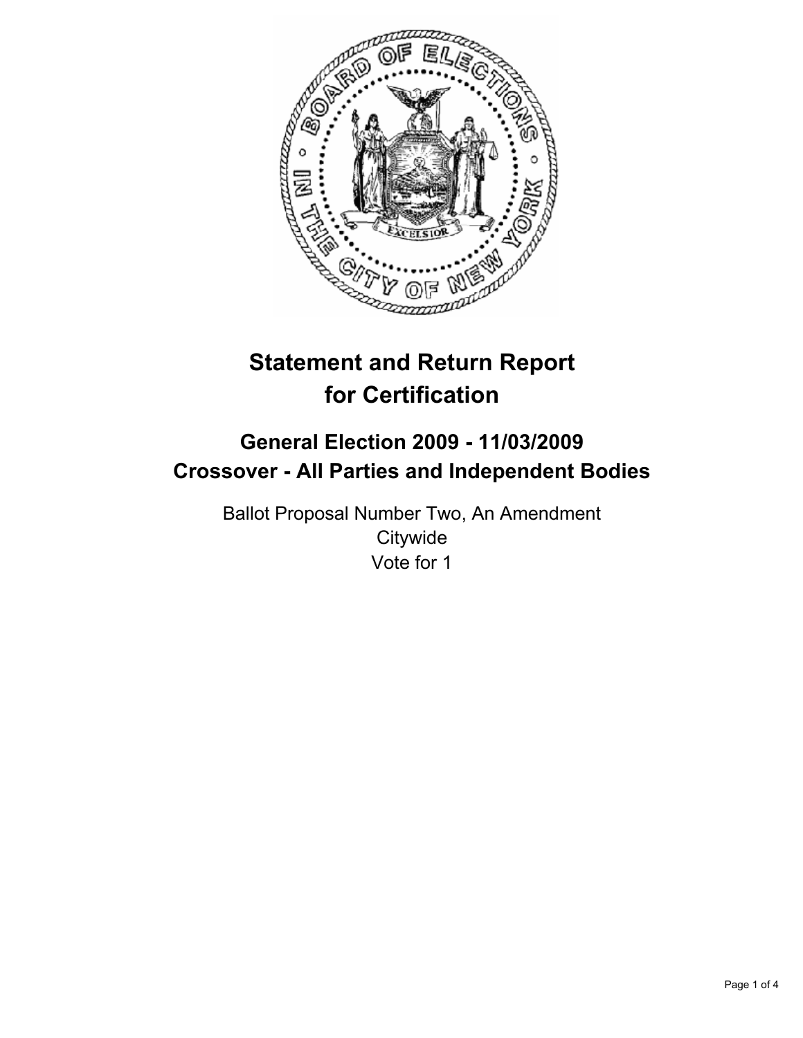# Statement and Return Report for Certification

## General Election 2009 - 11/03/2009
## Crossover - All Parties and Independent Bodies

Ballot Proposal Number Two, An Amendment
Citywide
Vote for 1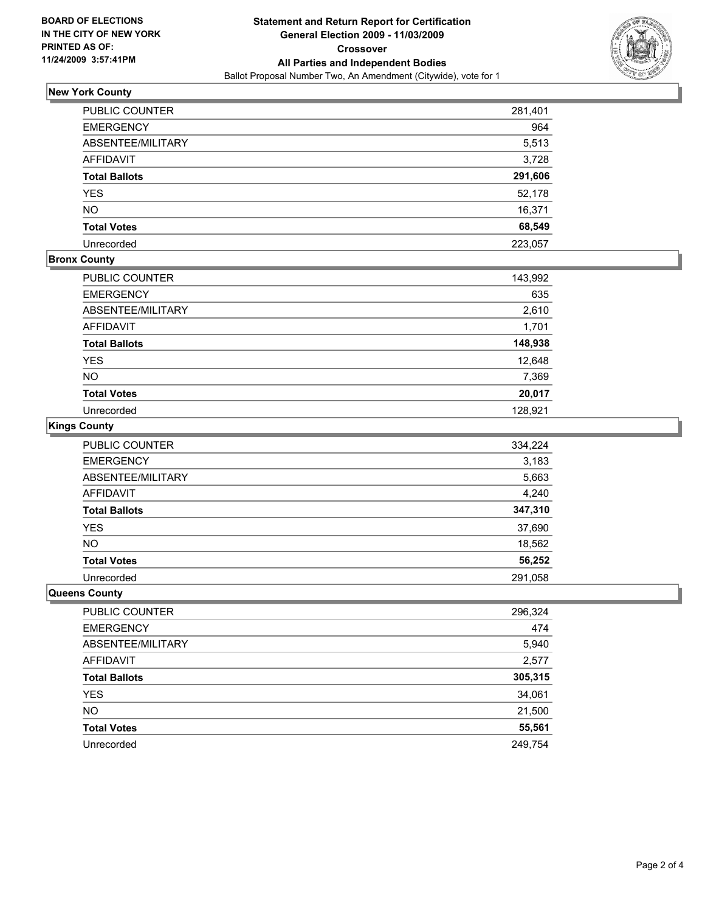BOARD OF ELECTIONS
IN THE CITY OF NEW YORK
PRINTED AS OF:
11/24/2009 3:57:41PM

# Statement and Return Report for Certification
## General Election 2009 - 11/03/2009
### Crossover
### All Parties and Independent Bodies
Ballot Proposal Number Two, An Amendment (Citywide), vote for 1

**New York County**

| | |
|---|---|
| PUBLIC COUNTER | 281,401 |
| EMERGENCY | 964 |
| ABSENTEE/MILITARY | 5,513 |
| AFFIDAVIT | 3,728 |
| **Total Ballots** | **291,606** |
| YES | 52,178 |
| NO | 16,371 |
| **Total Votes** | **68,549** |
| Unrecorded | 223,057 |

**Bronx County**

| | |
|---|---|
| PUBLIC COUNTER | 143,992 |
| EMERGENCY | 635 |
| ABSENTEE/MILITARY | 2,610 |
| AFFIDAVIT | 1,701 |
| **Total Ballots** | **148,938** |
| YES | 12,648 |
| NO | 7,369 |
| **Total Votes** | **20,017** |
| Unrecorded | 128,921 |

**Kings County**

| | |
|---|---|
| PUBLIC COUNTER | 334,224 |
| EMERGENCY | 3,183 |
| ABSENTEE/MILITARY | 5,663 |
| AFFIDAVIT | 4,240 |
| **Total Ballots** | **347,310** |
| YES | 37,690 |
| NO | 18,562 |
| **Total Votes** | **56,252** |
| Unrecorded | 291,058 |

**Queens County**

| | |
|---|---|
| PUBLIC COUNTER | 296,324 |
| EMERGENCY | 474 |
| ABSENTEE/MILITARY | 5,940 |
| AFFIDAVIT | 2,577 |
| **Total Ballots** | **305,315** |
| YES | 34,061 |
| NO | 21,500 |
| **Total Votes** | **55,561** |
| Unrecorded | 249,754 |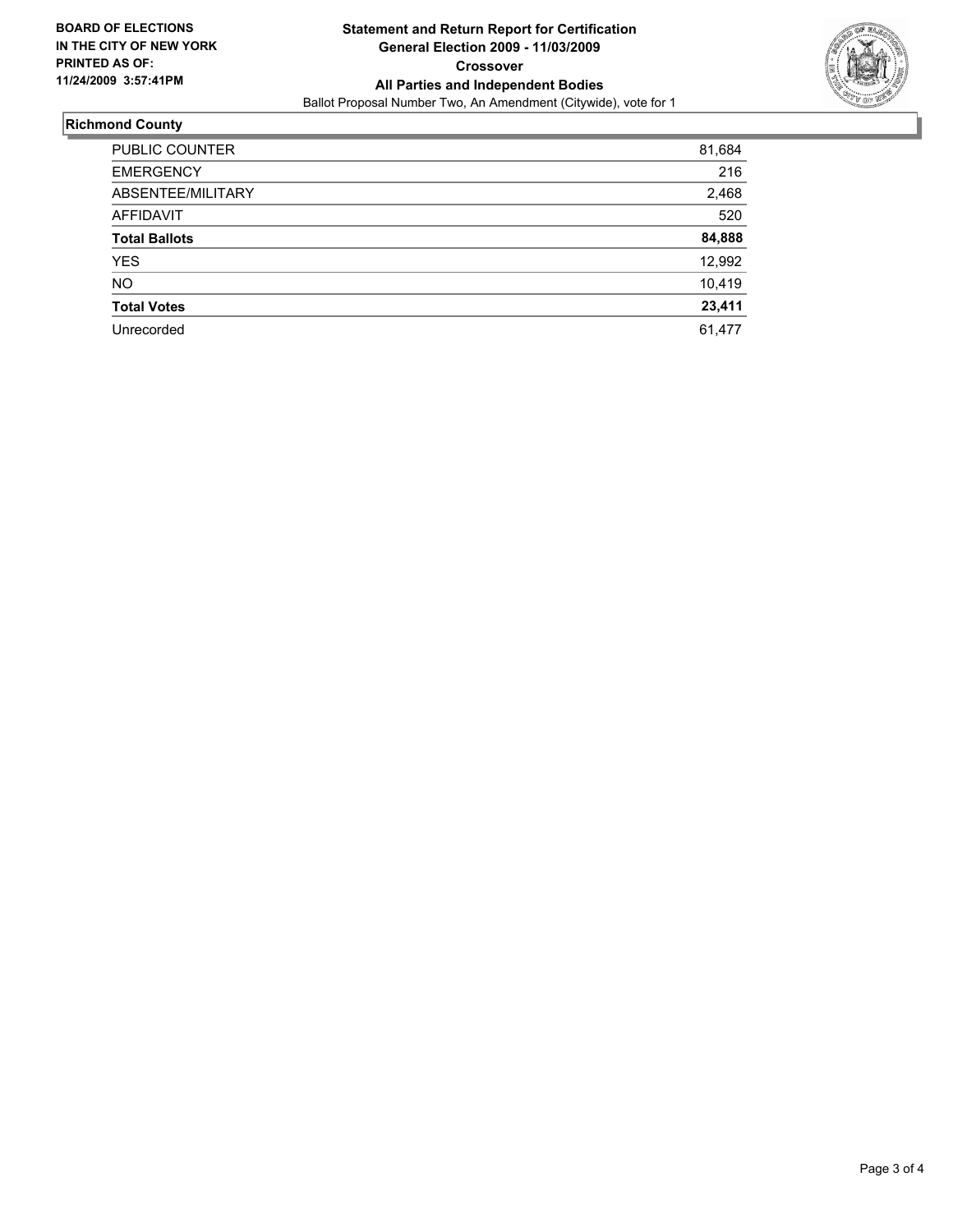**BOARD OF ELECTIONS IN THE CITY OF NEW YORK PRINTED AS OF: 11/24/2009 3:57:41PM**

**Statement and Return Report for Certification**
**General Election 2009 - 11/03/2009**
**Crossover**
**All Parties and Independent Bodies**
Ballot Proposal Number Two, An Amendment (Citywide), vote for 1

## Richmond County

| | |
|---|---|
| PUBLIC COUNTER | 81,684 |
| EMERGENCY | 216 |
| ABSENTEE/MILITARY | 2,468 |
| AFFIDAVIT | 520 |
| **Total Ballots** | **84,888** |
| YES | 12,992 |
| NO | 10,419 |
| **Total Votes** | **23,411** |
| Unrecorded | 61,477 |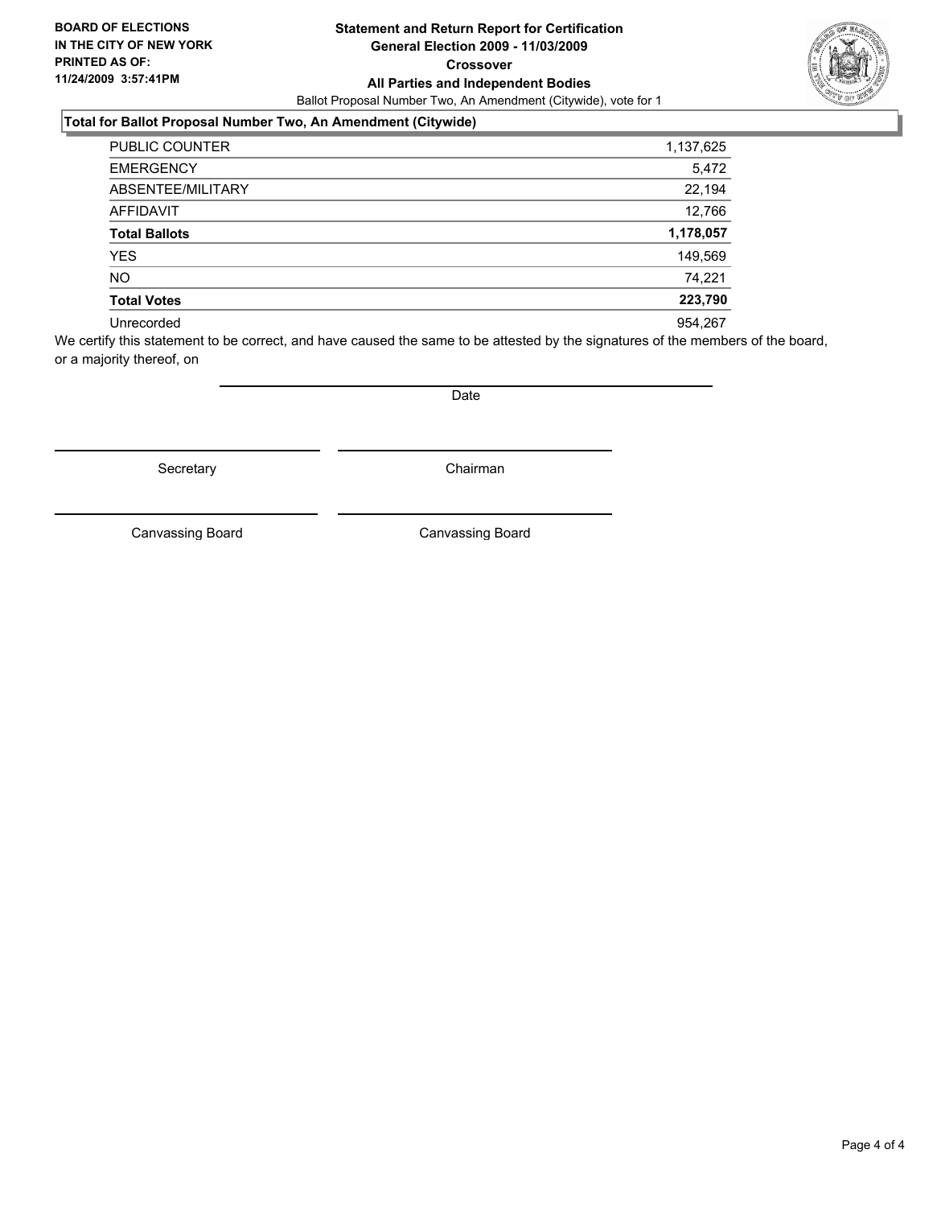**BOARD OF ELECTIONS IN THE CITY OF NEW YORK PRINTED AS OF: 11/24/2009 3:57:41PM**

**Statement and Return Report for Certification General Election 2009 - 11/03/2009 Crossover All Parties and Independent Bodies**

Ballot Proposal Number Two, An Amendment (Citywide), vote for 1

**Total for Ballot Proposal Number Two, An Amendment (Citywide)**

| | |
|---|---|
| PUBLIC COUNTER | 1,137,625 |
| EMERGENCY | 5,472 |
| ABSENTEE/MILITARY | 22,194 |
| AFFIDAVIT | 12,766 |
| **Total Ballots** | **1,178,057** |
| YES | 149,569 |
| NO | 74,221 |
| **Total Votes** | **223,790** |
| Unrecorded | 954,267 |

We certify this statement to be correct, and have caused the same to be attested by the signatures of the members of the board, or a majority thereof, on

Date

Secretary

Chairman

Canvassing Board

Canvassing Board